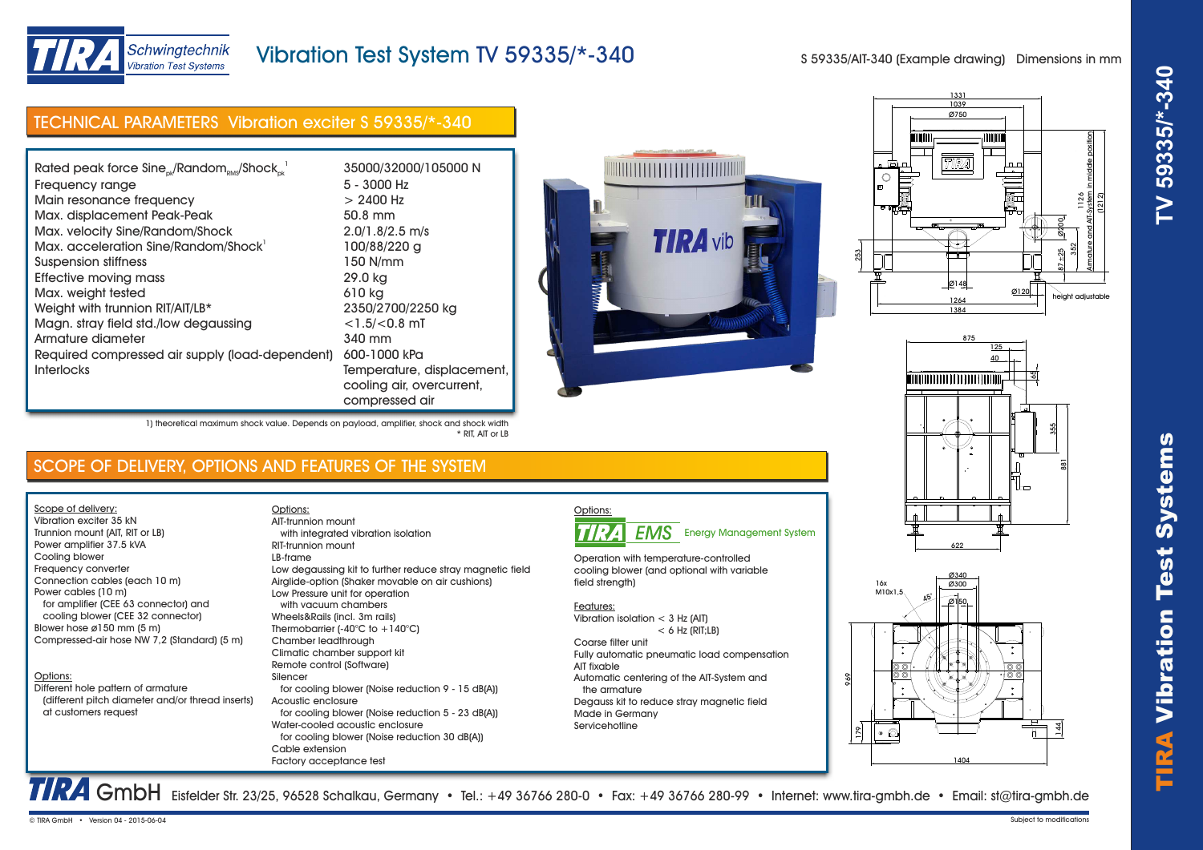# Vibration Test System TV 59335/*-340

TIRA Schwingtechnik – Vibration Test Systems

S 59335/AIT-340 (Example drawing) Dimensions in mm

## TECHNICAL PARAMETERS Vibration exciter S 59335/*-340

| Parameter | Value |
| --- | --- |
| Rated peak force Sine$_{pk}$/Random$_{RMS}$/Shock$_{pk}$ [1] | 35000/32000/105000 N |
| Frequency range | 5 - 3000 Hz |
| Main resonance frequency | > 2400 Hz |
| Max. displacement Peak-Peak | 50.8 mm |
| Max. velocity Sine/Random/Shock | 2.0/1.8/2.5 m/s |
| Max. acceleration Sine/Random/Shock[1] | 100/88/220 g |
| Suspension stiffness | 150 N/mm |
| Effective moving mass | 29.0 kg |
| Max. weight tested | 610 kg |
| Weight with trunnion RIT/AIT/LB* | 2350/2700/2250 kg |
| Magn. stray field std./low degaussing | <1.5/<0.8 mT |
| Armature diameter | 340 mm |
| Required compressed air supply (load-dependent) | 600-1000 kPa |
| Interlocks | Temperature, displacement, cooling air, overcurrent, compressed air |

1) theoretical maximum shock value. Depends on payload, amplifier, shock and shock width
\* RIT, AIT or LB

## SCOPE OF DELIVERY, OPTIONS AND FEATURES OF THE SYSTEM

Scope of delivery:
- Vibration exciter 35 kN
- Trunnion mount (AIT, RIT or LB)
- Power amplifier 37.5 kVA
- Cooling blower
- Frequency converter
- Connection cables (each 10 m)
- Power cables (10 m)
  - for amplifier (CEE 63 connector) and cooling blower (CEE 32 connector)
- Blower hose ø150 mm (5 m)
- Compressed-air hose NW 7,2 (Standard) (5 m)

Options:
- Different hole pattern of armature
  - (different pitch diameter and/or thread inserts) at customers request

Options:
- AIT-trunnion mount
  - with integrated vibration isolation
- RIT-trunnion mount
- LB-frame
- Low degaussing kit to further reduce stray magnetic field
- Airglide-option (Shaker movable on air cushions)
- Low Pressure unit for operation
  - with vacuum chambers
- Wheels&Rails (incl. 3m rails)
- Thermobarrier (-40°C to +140°C)
- Chamber leadthrough
- Climatic chamber support kit
- Remote control (Software)
- Silencer
  - for cooling blower (Noise reduction 9 - 15 dB(A))
- Acoustic enclosure
  - for cooling blower (Noise reduction 5 - 23 dB(A))
- Water-cooled acoustic enclosure
  - for cooling blower (Noise reduction 30 dB(A))
- Cable extension
- Factory acceptance test

Options:

TIRA EMS Energy Management System

Operation with temperature-controlled cooling blower (and optional with variable field strength)

Features:
- Vibration isolation < 3 Hz (AIT)
  - < 6 Hz (RIT;LB)
- Coarse filter unit
- Fully automatic pneumatic load compensation
- AIT fixable
- Automatic centering of the AIT-System and the armature
- Degauss kit to reduce stray magnetic field
- Made in Germany
- Servicehotline

TIRA GmbH Eisfelder Str. 23/25, 96528 Schalkau, Germany • Tel.: +49 36766 280-0 • Fax: +49 36766 280-99 • Internet: www.tira-gmbh.de • Email: st@tira-gmbh.de

© TIRA GmbH • Version 04 - 2015-06-04 — Subject to modifications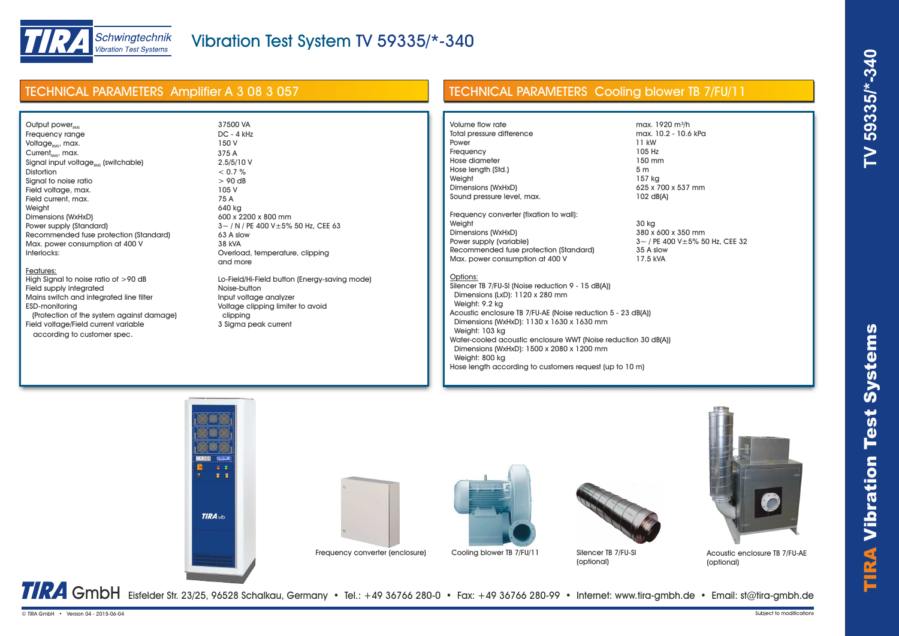# Vibration Test System TV 59335/*-340

## TECHNICAL PARAMETERS Amplifier A 3 08 3 057

| | |
|---|---|
| Output power$_{RMS}$ | 37500 VA |
| Frequency range | DC - 4 kHz |
| Voltage$_{RMS}$, max. | 150 V |
| Current$_{RMS}$, max. | 375 A |
| Signal input voltage$_{RMS}$ (switchable) | 2.5/5/10 V |
| Distortion | < 0.7 % |
| Signal to noise ratio | > 90 dB |
| Field voltage, max. | 105 V |
| Field current, max. | 75 A |
| Weight | 640 kg |
| Dimensions (WxHxD) | 600 x 2200 x 800 mm |
| Power supply (Standard) | 3~ / N / PE 400 V±5% 50 Hz, CEE 63 |
| Recommended fuse protection (Standard) | 63 A slow |
| Max. power consumption at 400 V | 38 kVA |
| Interlocks: | Overload, temperature, clipping and more |

Features:
- High Signal to noise ratio of >90 dB
- Field supply integrated
- Mains switch and integrated line filter
- ESD-monitoring (Protection of the system against damage)
- Field voltage/Field current variable according to customer spec.
- Lo-Field/Hi-Field button (Energy-saving mode)
- Noise-button
- Input voltage analyzer
- Voltage clipping limiter to avoid clipping
- 3 Sigma peak current

## TECHNICAL PARAMETERS Cooling blower TB 7/FU/11

| | |
|---|---|
| Volume flow rate | max. 1920 m³/h |
| Total pressure difference | max. 10.2 - 10.6 kPa |
| Power | 11 kW |
| Frequency | 105 Hz |
| Hose diameter | 150 mm |
| Hose length (Std.) | 5 m |
| Weight | 157 kg |
| Dimensions (WxHxD) | 625 x 700 x 537 mm |
| Sound pressure level, max. | 102 dB(A) |

Frequency converter (fixation to wall):

| | |
|---|---|
| Weight | 30 kg |
| Dimensions (WxHxD) | 380 x 600 x 350 mm |
| Power supply (variable) | 3~ / PE 400 V±5% 50 Hz, CEE 32 |
| Recommended fuse protection (Standard) | 35 A slow |
| Max. power consumption at 400 V | 17.5 kVA |

Options:

Silencer TB 7/FU-SI (Noise reduction 9 - 15 dB(A))
Dimensions (LxD): 1120 x 280 mm
Weight: 9.2 kg

Acoustic enclosure TB 7/FU-AE (Noise reduction 5 - 23 dB(A))
Dimensions (WxHxD): 1130 x 1630 x 1630 mm
Weight: 103 kg

Water-cooled acoustic enclosure WWT (Noise reduction 30 dB(A))
Dimensions (WxHxD): 1500 x 2080 x 1200 mm
Weight: 800 kg

Hose length according to customers request (up to 10 m)

Frequency converter (enclosure)

Cooling blower TB 7/FU/11

Silencer TB 7/FU-SI (optional)

Acoustic enclosure TB 7/FU-AE (optional)

**TIRA GmbH** Eisfelder Str. 23/25, 96528 Schalkau, Germany • Tel.: +49 36766 280-0 • Fax: +49 36766 280-99 • Internet: www.tira-gmbh.de • Email: st@tira-gmbh.de

© TIRA GmbH • Version 04 - 2015-06-04

Subject to modifications